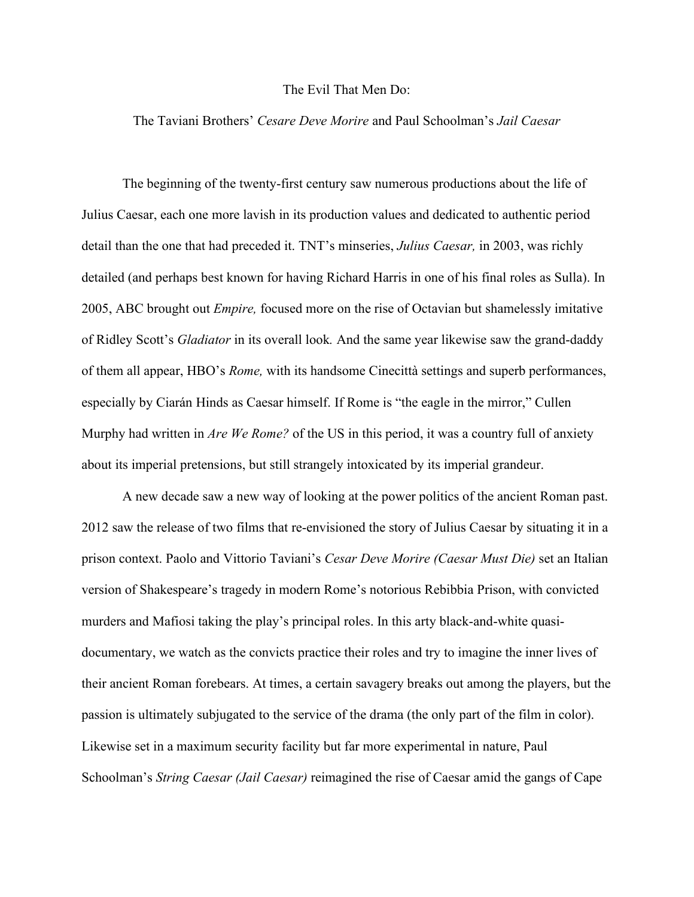The Evil That Men Do:

The Taviani Brothers' *Cesare Deve Morire* and Paul Schoolman's *Jail Caesar*

The beginning of the twenty-first century saw numerous productions about the life of Julius Caesar, each one more lavish in its production values and dedicated to authentic period detail than the one that had preceded it. TNT's minseries, *Julius Caesar,* in 2003, was richly detailed (and perhaps best known for having Richard Harris in one of his final roles as Sulla). In 2005, ABC brought out *Empire,* focused more on the rise of Octavian but shamelessly imitative of Ridley Scott's *Gladiator* in its overall look*.* And the same year likewise saw the grand-daddy of them all appear, HBO's *Rome,* with its handsome Cinecittà settings and superb performances, especially by Ciarán Hinds as Caesar himself. If Rome is "the eagle in the mirror," Cullen Murphy had written in *Are We Rome?* of the US in this period, it was a country full of anxiety about its imperial pretensions, but still strangely intoxicated by its imperial grandeur.

A new decade saw a new way of looking at the power politics of the ancient Roman past. 2012 saw the release of two films that re-envisioned the story of Julius Caesar by situating it in a prison context. Paolo and Vittorio Taviani's *Cesar Deve Morire (Caesar Must Die)* set an Italian version of Shakespeare's tragedy in modern Rome's notorious Rebibbia Prison, with convicted murders and Mafiosi taking the play's principal roles. In this arty black-and-white quasi-documentary, we watch as the convicts practice their roles and try to imagine the inner lives of their ancient Roman forebears. At times, a certain savagery breaks out among the players, but the passion is ultimately subjugated to the service of the drama (the only part of the film in color). Likewise set in a maximum security facility but far more experimental in nature, Paul Schoolman's *String Caesar (Jail Caesar)* reimagined the rise of Caesar amid the gangs of Cape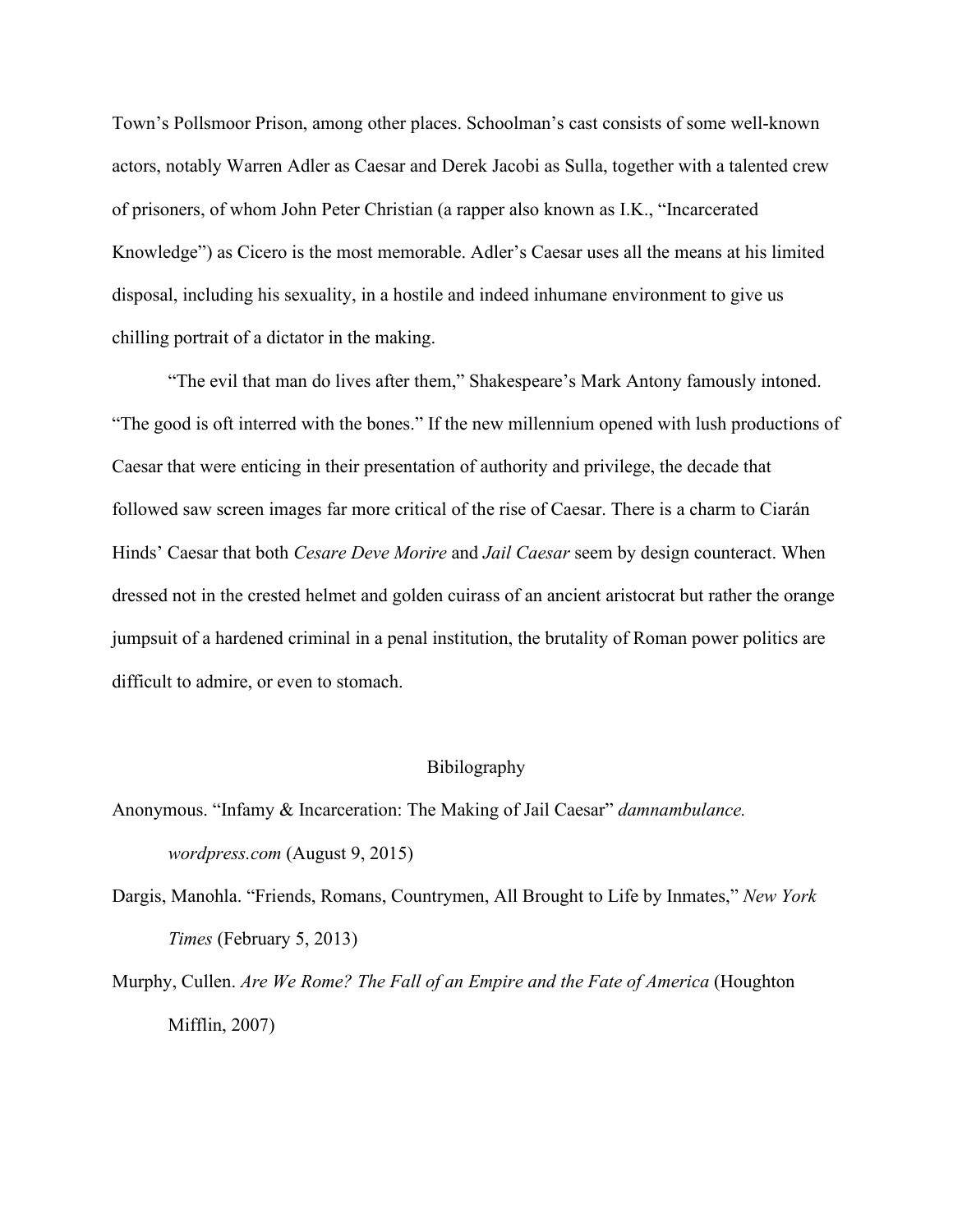Town's Pollsmoor Prison, among other places. Schoolman's cast consists of some well-known actors, notably Warren Adler as Caesar and Derek Jacobi as Sulla, together with a talented crew of prisoners, of whom John Peter Christian (a rapper also known as I.K., "Incarcerated Knowledge") as Cicero is the most memorable. Adler's Caesar uses all the means at his limited disposal, including his sexuality, in a hostile and indeed inhumane environment to give us chilling portrait of a dictator in the making.

"The evil that man do lives after them," Shakespeare's Mark Antony famously intoned. "The good is oft interred with the bones." If the new millennium opened with lush productions of Caesar that were enticing in their presentation of authority and privilege, the decade that followed saw screen images far more critical of the rise of Caesar. There is a charm to Ciarán Hinds' Caesar that both *Cesare Deve Morire* and *Jail Caesar* seem by design counteract. When dressed not in the crested helmet and golden cuirass of an ancient aristocrat but rather the orange jumpsuit of a hardened criminal in a penal institution, the brutality of Roman power politics are difficult to admire, or even to stomach.

## Bibilography

Anonymous. "Infamy & Incarceration: The Making of Jail Caesar" *damnambulance.wordpress.com* (August 9, 2015)

Dargis, Manohla. "Friends, Romans, Countrymen, All Brought to Life by Inmates," *New York Times* (February 5, 2013)

Murphy, Cullen. *Are We Rome? The Fall of an Empire and the Fate of America* (Houghton Mifflin, 2007)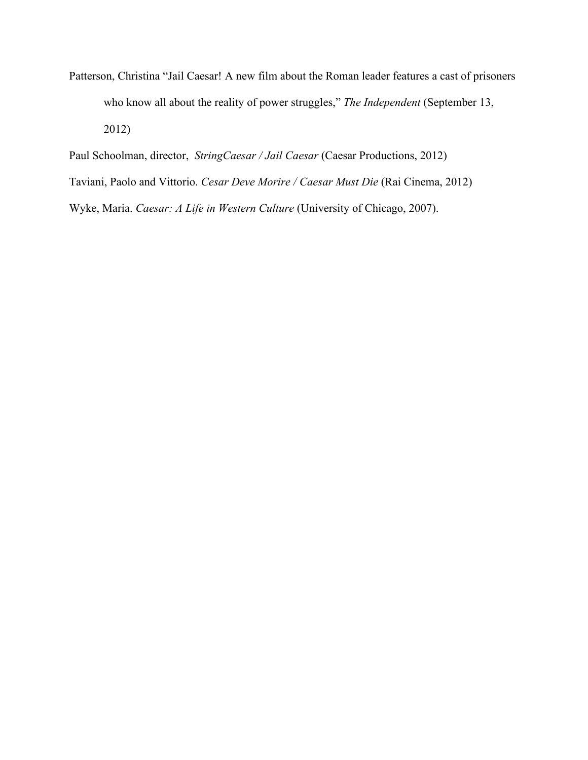Patterson, Christina "Jail Caesar! A new film about the Roman leader features a cast of prisoners who know all about the reality of power struggles," *The Independent* (September 13, 2012)

Paul Schoolman, director, *StringCaesar / Jail Caesar* (Caesar Productions, 2012)

Taviani, Paolo and Vittorio. *Cesar Deve Morire / Caesar Must Die* (Rai Cinema, 2012)

Wyke, Maria. *Caesar: A Life in Western Culture* (University of Chicago, 2007).